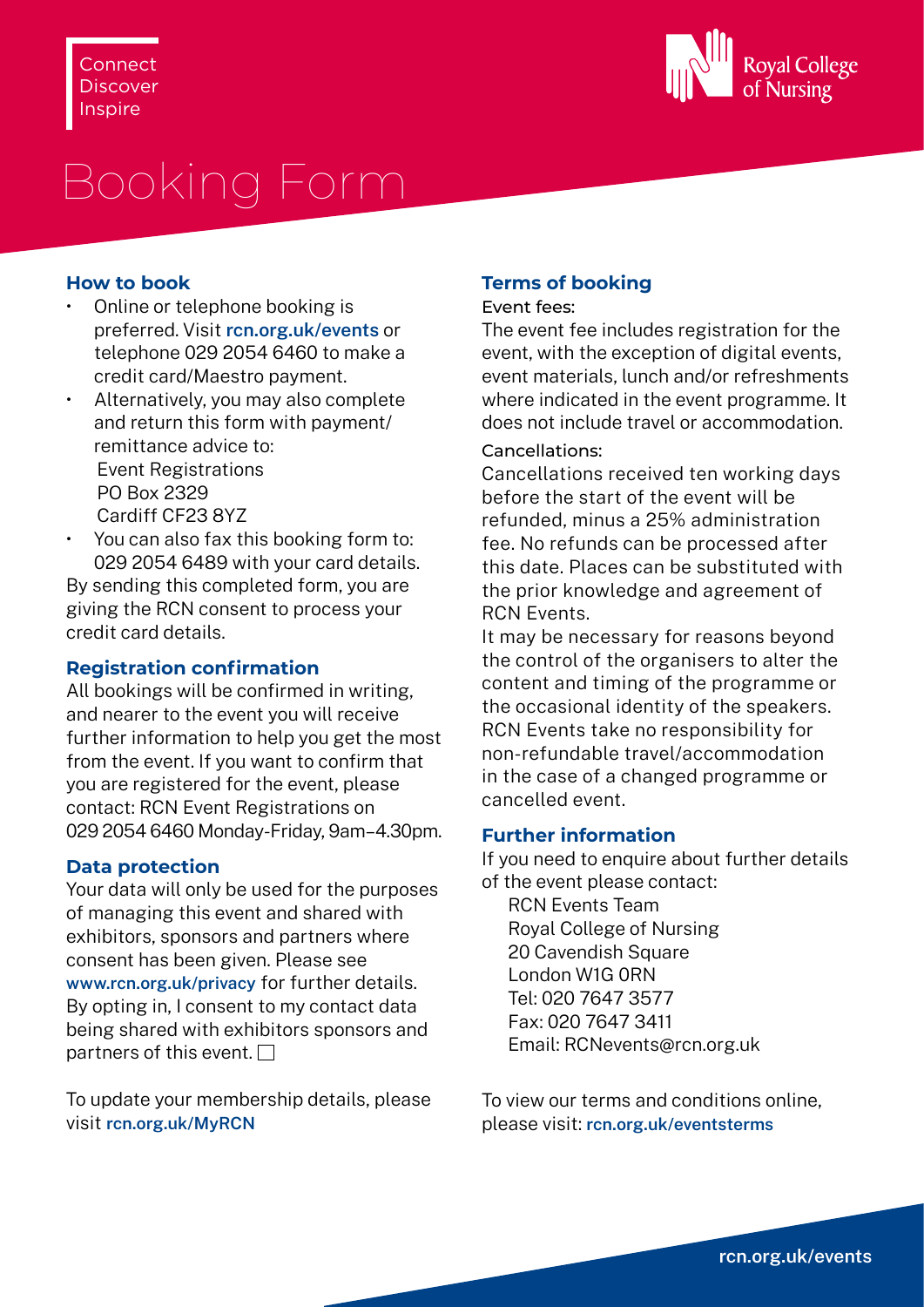Connect
Discover
Inspire

Royal College of Nursing

# Booking Form

## How to book

- Online or telephone booking is preferred. Visit **rcn.org.uk/events** or telephone 029 2054 6460 to make a credit card/Maestro payment.
- Alternatively, you may also complete and return this form with payment/ remittance advice to:
  Event Registrations
  PO Box 2329
  Cardiff CF23 8YZ
- You can also fax this booking form to: 029 2054 6489 with your card details.

By sending this completed form, you are giving the RCN consent to process your credit card details.

## Registration confirmation

All bookings will be confirmed in writing, and nearer to the event you will receive further information to help you get the most from the event. If you want to confirm that you are registered for the event, please contact: RCN Event Registrations on 029 2054 6460 Monday-Friday, 9am–4.30pm.

## Data protection

Your data will only be used for the purposes of managing this event and shared with exhibitors, sponsors and partners where consent has been given. Please see **www.rcn.org.uk/privacy** for further details. By opting in, I consent to my contact data being shared with exhibitors sponsors and partners of this event. ☐

To update your membership details, please visit **rcn.org.uk/MyRCN**

## Terms of booking

Event fees:

The event fee includes registration for the event, with the exception of digital events, event materials, lunch and/or refreshments where indicated in the event programme. It does not include travel or accommodation.

Cancellations:

Cancellations received ten working days before the start of the event will be refunded, minus a 25% administration fee. No refunds can be processed after this date. Places can be substituted with the prior knowledge and agreement of RCN Events.

It may be necessary for reasons beyond the control of the organisers to alter the content and timing of the programme or the occasional identity of the speakers. RCN Events take no responsibility for non-refundable travel/accommodation in the case of a changed programme or cancelled event.

## Further information

If you need to enquire about further details of the event please contact:

RCN Events Team
Royal College of Nursing
20 Cavendish Square
London W1G 0RN
Tel: 020 7647 3577
Fax: 020 7647 3411
Email: RCNevents@rcn.org.uk

To view our terms and conditions online, please visit: **rcn.org.uk/eventsterms**

**rcn.org.uk/events**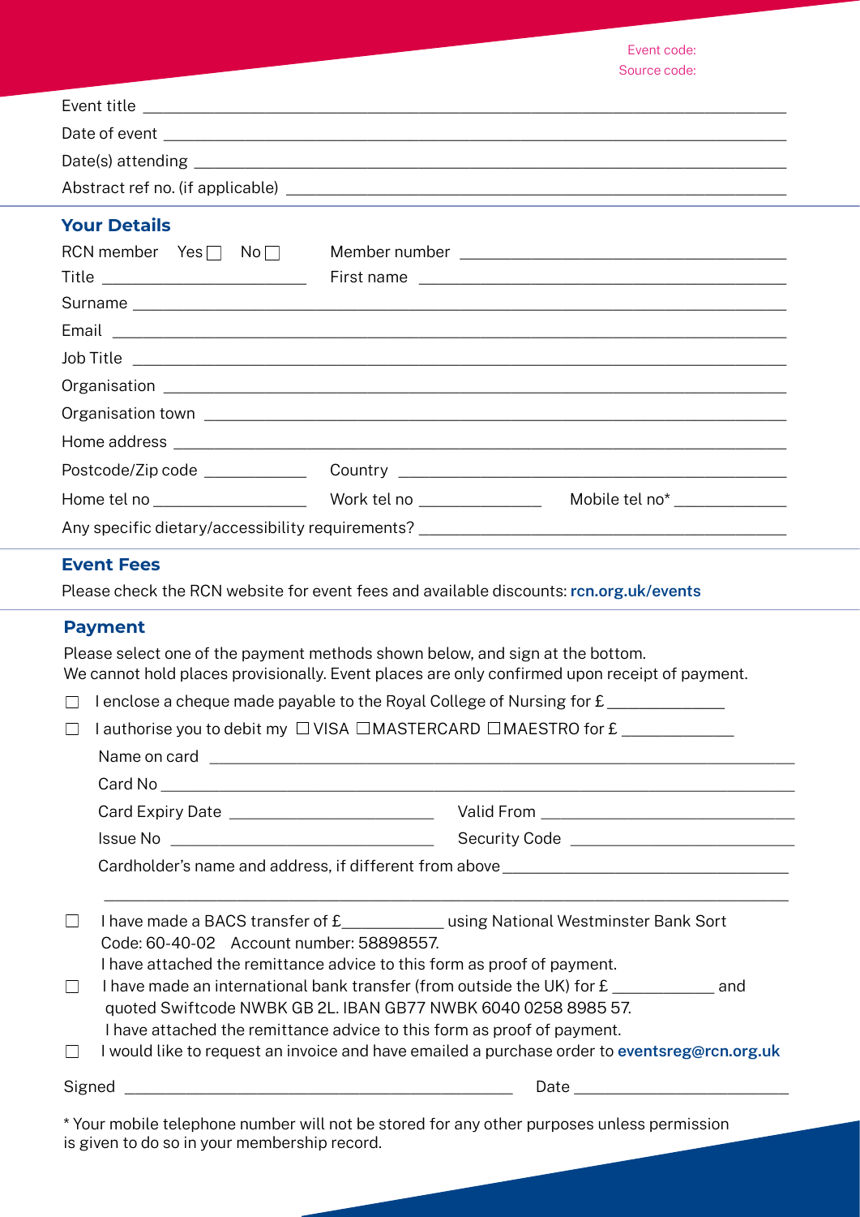Event code:
Source code:

Event title ____________________

Date of event ____________________

Date(s) attending ____________________

Abstract ref no. (if applicable) ____________________

## Your Details

RCN member Yes ☐ No ☐ Member number ____________________

Title ____________________ First name ____________________

Surname ____________________

Email ____________________

Job Title ____________________

Organisation ____________________

Organisation town ____________________

Home address ____________________

Postcode/Zip code ____________ Country ____________________

Home tel no ____________ Work tel no ____________ Mobile tel no* ____________

Any specific dietary/accessibility requirements? ____________________

## Event Fees

Please check the RCN website for event fees and available discounts: **rcn.org.uk/events**

## Payment

Please select one of the payment methods shown below, and sign at the bottom.
We cannot hold places provisionally. Event places are only confirmed upon receipt of payment.

☐ I enclose a cheque made payable to the Royal College of Nursing for £ ____________

☐ I authorise you to debit my ☐ VISA ☐ MASTERCARD ☐ MAESTRO for £ ____________

Name on card ____________________

Card No ____________________

Card Expiry Date ____________________ Valid From ____________________

Issue No ____________________ Security Code ____________________

Cardholder's name and address, if different from above ____________________

____________________

☐ I have made a BACS transfer of £____________ using National Westminster Bank Sort Code: 60-40-02 Account number: 58898557.
I have attached the remittance advice to this form as proof of payment.

☐ I have made an international bank transfer (from outside the UK) for £ ____________ and quoted Swiftcode NWBK GB 2L. IBAN GB77 NWBK 6040 0258 8985 57.
I have attached the remittance advice to this form as proof of payment.

☐ I would like to request an invoice and have emailed a purchase order to **eventsreg@rcn.org.uk**

Signed ____________________ Date ____________________

* Your mobile telephone number will not be stored for any other purposes unless permission is given to do so in your membership record.